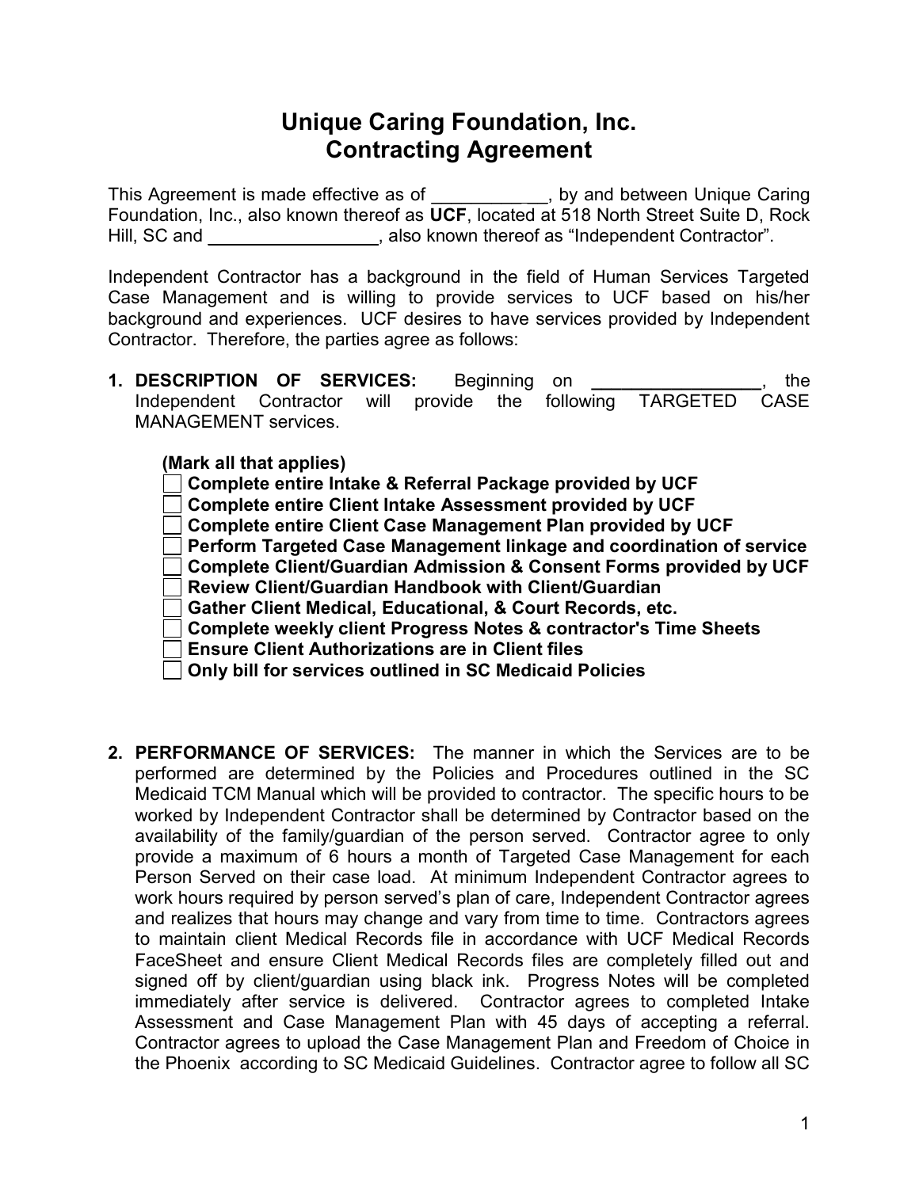# Unique Caring Foundation, Inc.
# Contracting Agreement

This Agreement is made effective as of ______________, by and between Unique Caring Foundation, Inc., also known thereof as **UCF**, located at 518 North Street Suite D, Rock Hill, SC and ________________, also known thereof as "Independent Contractor".

Independent Contractor has a background in the field of Human Services Targeted Case Management and is willing to provide services to UCF based on his/her background and experiences. UCF desires to have services provided by Independent Contractor. Therefore, the parties agree as follows:

1. **DESCRIPTION OF SERVICES:** Beginning on ________________, the Independent Contractor will provide the following TARGETED CASE MANAGEMENT services.

   **(Mark all that applies)**

   - ☐ **Complete entire Intake & Referral Package provided by UCF**
   - ☐ **Complete entire Client Intake Assessment provided by UCF**
   - ☐ **Complete entire Client Case Management Plan provided by UCF**
   - ☐ **Perform Targeted Case Management linkage and coordination of service**
   - ☐ **Complete Client/Guardian Admission & Consent Forms provided by UCF**
   - ☐ **Review Client/Guardian Handbook with Client/Guardian**
   - ☐ **Gather Client Medical, Educational, & Court Records, etc.**
   - ☐ **Complete weekly client Progress Notes & contractor's Time Sheets**
   - ☐ **Ensure Client Authorizations are in Client files**
   - ☐ **Only bill for services outlined in SC Medicaid Policies**

2. **PERFORMANCE OF SERVICES:** The manner in which the Services are to be performed are determined by the Policies and Procedures outlined in the SC Medicaid TCM Manual which will be provided to contractor. The specific hours to be worked by Independent Contractor shall be determined by Contractor based on the availability of the family/guardian of the person served. Contractor agree to only provide a maximum of 6 hours a month of Targeted Case Management for each Person Served on their case load. At minimum Independent Contractor agrees to work hours required by person served's plan of care, Independent Contractor agrees and realizes that hours may change and vary from time to time. Contractors agrees to maintain client Medical Records file in accordance with UCF Medical Records FaceSheet and ensure Client Medical Records files are completely filled out and signed off by client/guardian using black ink. Progress Notes will be completed immediately after service is delivered. Contractor agrees to completed Intake Assessment and Case Management Plan with 45 days of accepting a referral. Contractor agrees to upload the Case Management Plan and Freedom of Choice in the Phoenix according to SC Medicaid Guidelines. Contractor agree to follow all SC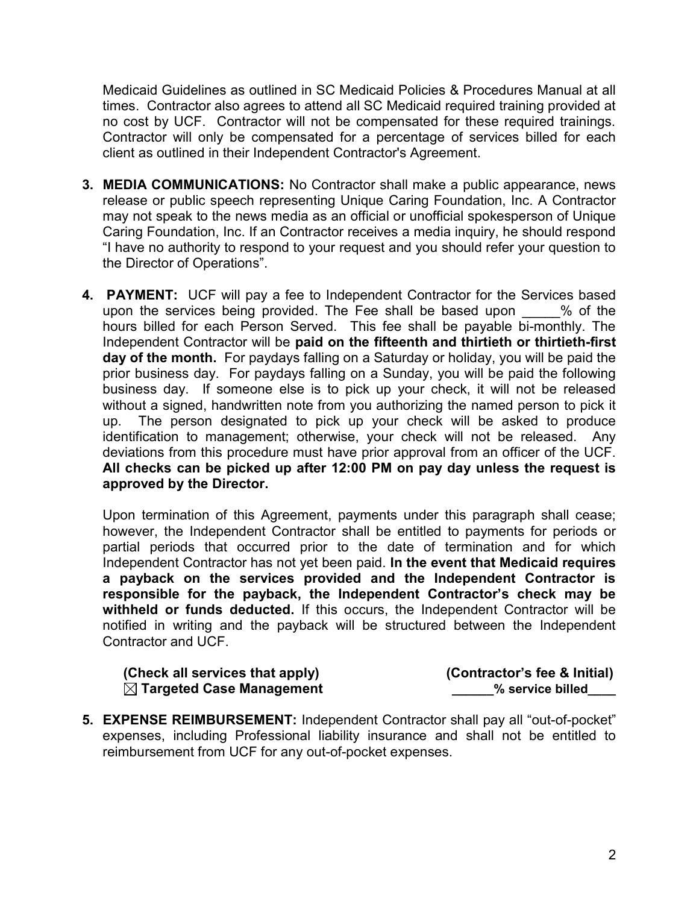Medicaid Guidelines as outlined in SC Medicaid Policies & Procedures Manual at all times. Contractor also agrees to attend all SC Medicaid required training provided at no cost by UCF. Contractor will not be compensated for these required trainings. Contractor will only be compensated for a percentage of services billed for each client as outlined in their Independent Contractor's Agreement.

3. **MEDIA COMMUNICATIONS:** No Contractor shall make a public appearance, news release or public speech representing Unique Caring Foundation, Inc. A Contractor may not speak to the news media as an official or unofficial spokesperson of Unique Caring Foundation, Inc. If an Contractor receives a media inquiry, he should respond "I have no authority to respond to your request and you should refer your question to the Director of Operations".

4. **PAYMENT:** UCF will pay a fee to Independent Contractor for the Services based upon the services being provided. The Fee shall be based upon _____% of the hours billed for each Person Served. This fee shall be payable bi-monthly. The Independent Contractor will be **paid on the fifteenth and thirtieth or thirtieth-first day of the month.** For paydays falling on a Saturday or holiday, you will be paid the prior business day. For paydays falling on a Sunday, you will be paid the following business day. If someone else is to pick up your check, it will not be released without a signed, handwritten note from you authorizing the named person to pick it up. The person designated to pick up your check will be asked to produce identification to management; otherwise, your check will not be released. Any deviations from this procedure must have prior approval from an officer of the UCF. **All checks can be picked up after 12:00 PM on pay day unless the request is approved by the Director.**

   Upon termination of this Agreement, payments under this paragraph shall cease; however, the Independent Contractor shall be entitled to payments for periods or partial periods that occurred prior to the date of termination and for which Independent Contractor has not yet been paid. **In the event that Medicaid requires a payback on the services provided and the Independent Contractor is responsible for the payback, the Independent Contractor's check may be withheld or funds deducted.** If this occurs, the Independent Contractor will be notified in writing and the payback will be structured between the Independent Contractor and UCF.

   | **(Check all services that apply)** | **(Contractor's fee & Initial)** |
   |---|---|
   | ☒ **Targeted Case Management** | **______% service billed____** |

5. **EXPENSE REIMBURSEMENT:** Independent Contractor shall pay all "out-of-pocket" expenses, including Professional liability insurance and shall not be entitled to reimbursement from UCF for any out-of-pocket expenses.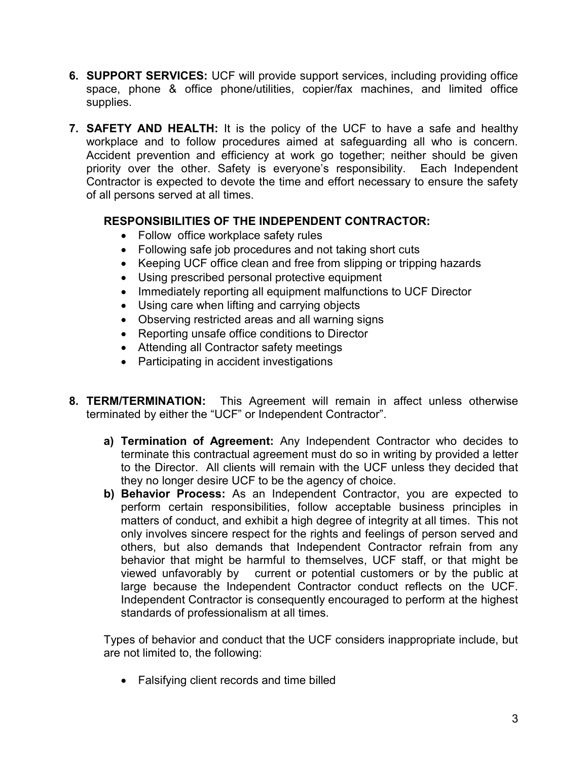6. **SUPPORT SERVICES:** UCF will provide support services, including providing office space, phone & office phone/utilities, copier/fax machines, and limited office supplies.

7. **SAFETY AND HEALTH:** It is the policy of the UCF to have a safe and healthy workplace and to follow procedures aimed at safeguarding all who is concern. Accident prevention and efficiency at work go together; neither should be given priority over the other. Safety is everyone's responsibility. Each Independent Contractor is expected to devote the time and effort necessary to ensure the safety of all persons served at all times.

   **RESPONSIBILITIES OF THE INDEPENDENT CONTRACTOR:**

   - Follow office workplace safety rules
   - Following safe job procedures and not taking short cuts
   - Keeping UCF office clean and free from slipping or tripping hazards
   - Using prescribed personal protective equipment
   - Immediately reporting all equipment malfunctions to UCF Director
   - Using care when lifting and carrying objects
   - Observing restricted areas and all warning signs
   - Reporting unsafe office conditions to Director
   - Attending all Contractor safety meetings
   - Participating in accident investigations

8. **TERM/TERMINATION:** This Agreement will remain in affect unless otherwise terminated by either the "UCF" or Independent Contractor".

   a) **Termination of Agreement:** Any Independent Contractor who decides to terminate this contractual agreement must do so in writing by provided a letter to the Director. All clients will remain with the UCF unless they decided that they no longer desire UCF to be the agency of choice.

   b) **Behavior Process:** As an Independent Contractor, you are expected to perform certain responsibilities, follow acceptable business principles in matters of conduct, and exhibit a high degree of integrity at all times. This not only involves sincere respect for the rights and feelings of person served and others, but also demands that Independent Contractor refrain from any behavior that might be harmful to themselves, UCF staff, or that might be viewed unfavorably by current or potential customers or by the public at large because the Independent Contractor conduct reflects on the UCF. Independent Contractor is consequently encouraged to perform at the highest standards of professionalism at all times.

   Types of behavior and conduct that the UCF considers inappropriate include, but are not limited to, the following:

   - Falsifying client records and time billed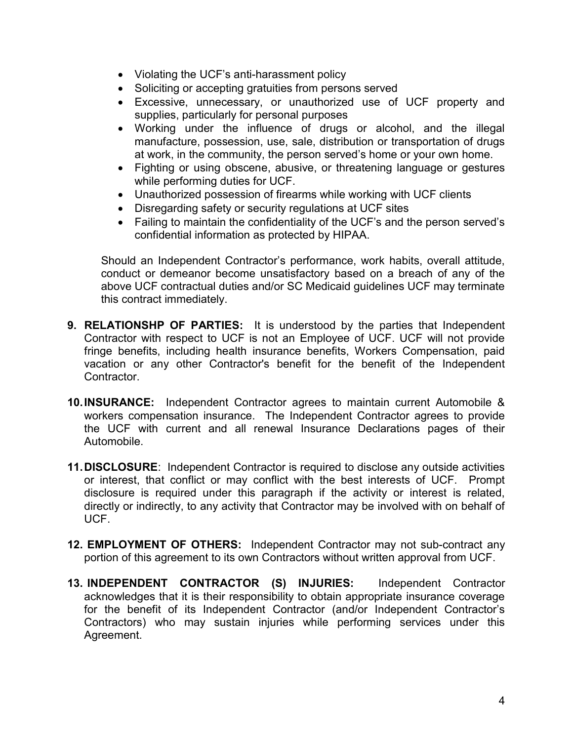- Violating the UCF's anti-harassment policy
- Soliciting or accepting gratuities from persons served
- Excessive, unnecessary, or unauthorized use of UCF property and supplies, particularly for personal purposes
- Working under the influence of drugs or alcohol, and the illegal manufacture, possession, use, sale, distribution or transportation of drugs at work, in the community, the person served's home or your own home.
- Fighting or using obscene, abusive, or threatening language or gestures while performing duties for UCF.
- Unauthorized possession of firearms while working with UCF clients
- Disregarding safety or security regulations at UCF sites
- Failing to maintain the confidentiality of the UCF's and the person served's confidential information as protected by HIPAA.

Should an Independent Contractor's performance, work habits, overall attitude, conduct or demeanor become unsatisfactory based on a breach of any of the above UCF contractual duties and/or SC Medicaid guidelines UCF may terminate this contract immediately.

9. **RELATIONSHP OF PARTIES:** It is understood by the parties that Independent Contractor with respect to UCF is not an Employee of UCF. UCF will not provide fringe benefits, including health insurance benefits, Workers Compensation, paid vacation or any other Contractor's benefit for the benefit of the Independent Contractor.

10. **INSURANCE:** Independent Contractor agrees to maintain current Automobile & workers compensation insurance. The Independent Contractor agrees to provide the UCF with current and all renewal Insurance Declarations pages of their Automobile.

11. **DISCLOSURE**: Independent Contractor is required to disclose any outside activities or interest, that conflict or may conflict with the best interests of UCF. Prompt disclosure is required under this paragraph if the activity or interest is related, directly or indirectly, to any activity that Contractor may be involved with on behalf of UCF.

12. **EMPLOYMENT OF OTHERS:** Independent Contractor may not sub-contract any portion of this agreement to its own Contractors without written approval from UCF.

13. **INDEPENDENT CONTRACTOR (S) INJURIES:** Independent Contractor acknowledges that it is their responsibility to obtain appropriate insurance coverage for the benefit of its Independent Contractor (and/or Independent Contractor's Contractors) who may sustain injuries while performing services under this Agreement.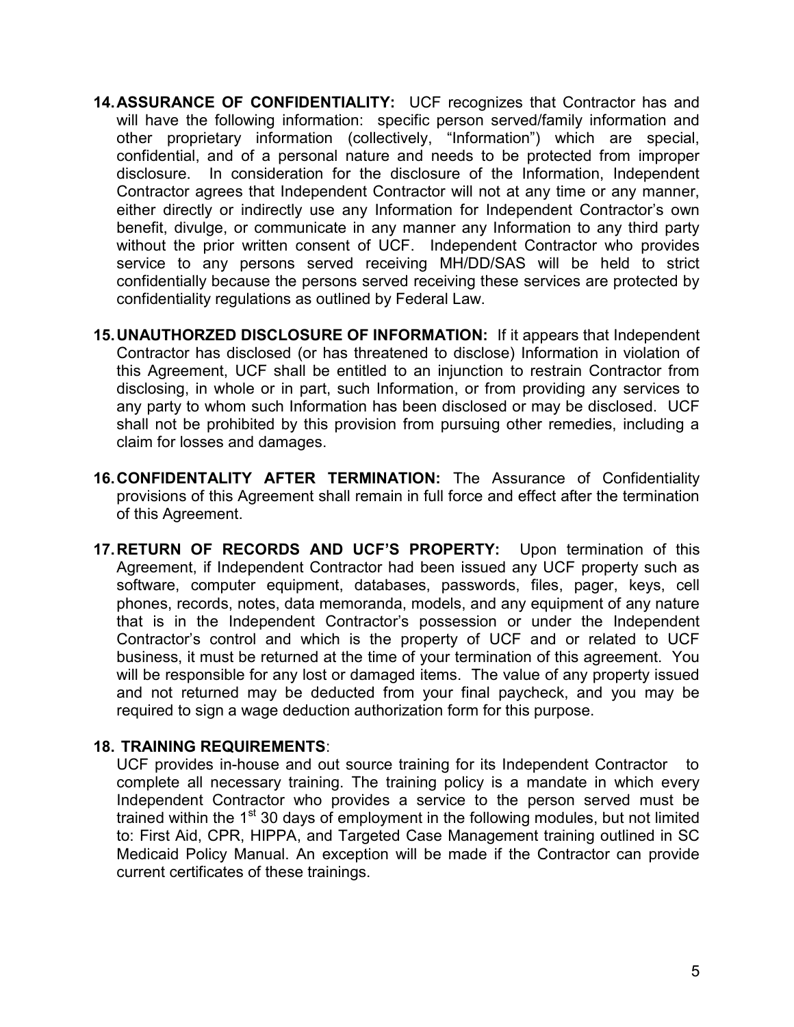14. **ASSURANCE OF CONFIDENTIALITY:** UCF recognizes that Contractor has and will have the following information: specific person served/family information and other proprietary information (collectively, "Information") which are special, confidential, and of a personal nature and needs to be protected from improper disclosure. In consideration for the disclosure of the Information, Independent Contractor agrees that Independent Contractor will not at any time or any manner, either directly or indirectly use any Information for Independent Contractor's own benefit, divulge, or communicate in any manner any Information to any third party without the prior written consent of UCF. Independent Contractor who provides service to any persons served receiving MH/DD/SAS will be held to strict confidentially because the persons served receiving these services are protected by confidentiality regulations as outlined by Federal Law.

15. **UNAUTHORZED DISCLOSURE OF INFORMATION:** If it appears that Independent Contractor has disclosed (or has threatened to disclose) Information in violation of this Agreement, UCF shall be entitled to an injunction to restrain Contractor from disclosing, in whole or in part, such Information, or from providing any services to any party to whom such Information has been disclosed or may be disclosed. UCF shall not be prohibited by this provision from pursuing other remedies, including a claim for losses and damages.

16. **CONFIDENTALITY AFTER TERMINATION:** The Assurance of Confidentiality provisions of this Agreement shall remain in full force and effect after the termination of this Agreement.

17. **RETURN OF RECORDS AND UCF'S PROPERTY:** Upon termination of this Agreement, if Independent Contractor had been issued any UCF property such as software, computer equipment, databases, passwords, files, pager, keys, cell phones, records, notes, data memoranda, models, and any equipment of any nature that is in the Independent Contractor's possession or under the Independent Contractor's control and which is the property of UCF and or related to UCF business, it must be returned at the time of your termination of this agreement. You will be responsible for any lost or damaged items. The value of any property issued and not returned may be deducted from your final paycheck, and you may be required to sign a wage deduction authorization form for this purpose.

18. **TRAINING REQUIREMENTS**:
UCF provides in-house and out source training for its Independent Contractor to complete all necessary training. The training policy is a mandate in which every Independent Contractor who provides a service to the person served must be trained within the 1st 30 days of employment in the following modules, but not limited to: First Aid, CPR, HIPPA, and Targeted Case Management training outlined in SC Medicaid Policy Manual. An exception will be made if the Contractor can provide current certificates of these trainings.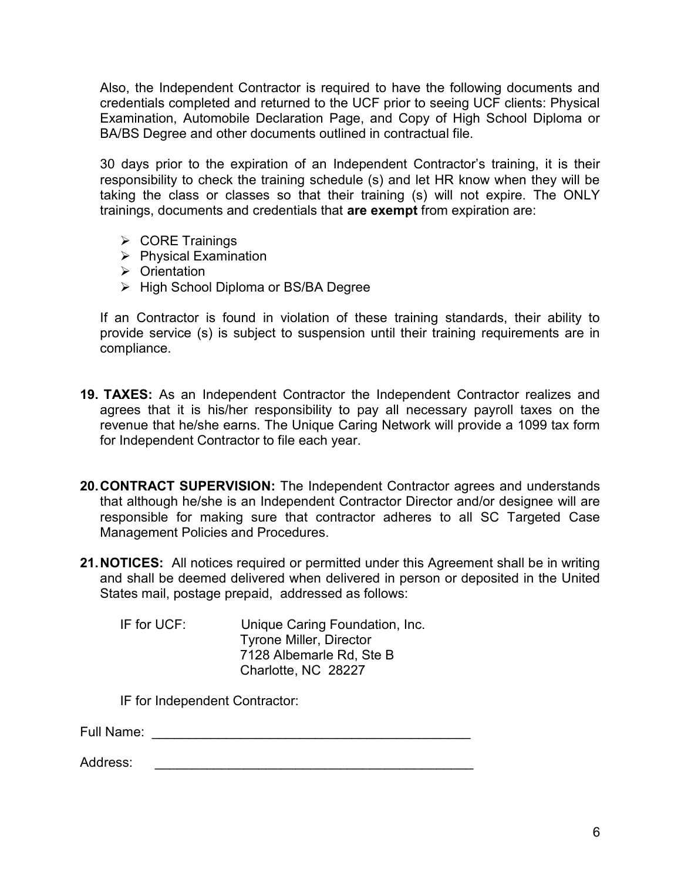Also, the Independent Contractor is required to have the following documents and credentials completed and returned to the UCF prior to seeing UCF clients: Physical Examination, Automobile Declaration Page, and Copy of High School Diploma or BA/BS Degree and other documents outlined in contractual file.

30 days prior to the expiration of an Independent Contractor's training, it is their responsibility to check the training schedule (s) and let HR know when they will be taking the class or classes so that their training (s) will not expire. The ONLY trainings, documents and credentials that **are exempt** from expiration are:

- CORE Trainings
- Physical Examination
- Orientation
- High School Diploma or BS/BA Degree

If an Contractor is found in violation of these training standards, their ability to provide service (s) is subject to suspension until their training requirements are in compliance.

**19. TAXES:** As an Independent Contractor the Independent Contractor realizes and agrees that it is his/her responsibility to pay all necessary payroll taxes on the revenue that he/she earns. The Unique Caring Network will provide a 1099 tax form for Independent Contractor to file each year.

**20. CONTRACT SUPERVISION:** The Independent Contractor agrees and understands that although he/she is an Independent Contractor Director and/or designee will are responsible for making sure that contractor adheres to all SC Targeted Case Management Policies and Procedures.

**21. NOTICES:** All notices required or permitted under this Agreement shall be in writing and shall be deemed delivered when delivered in person or deposited in the United States mail, postage prepaid, addressed as follows:

IF for UCF: Unique Caring Foundation, Inc.
Tyrone Miller, Director
7128 Albemarle Rd, Ste B
Charlotte, NC 28227

IF for Independent Contractor:

Full Name: ____________________________________________

Address: ____________________________________________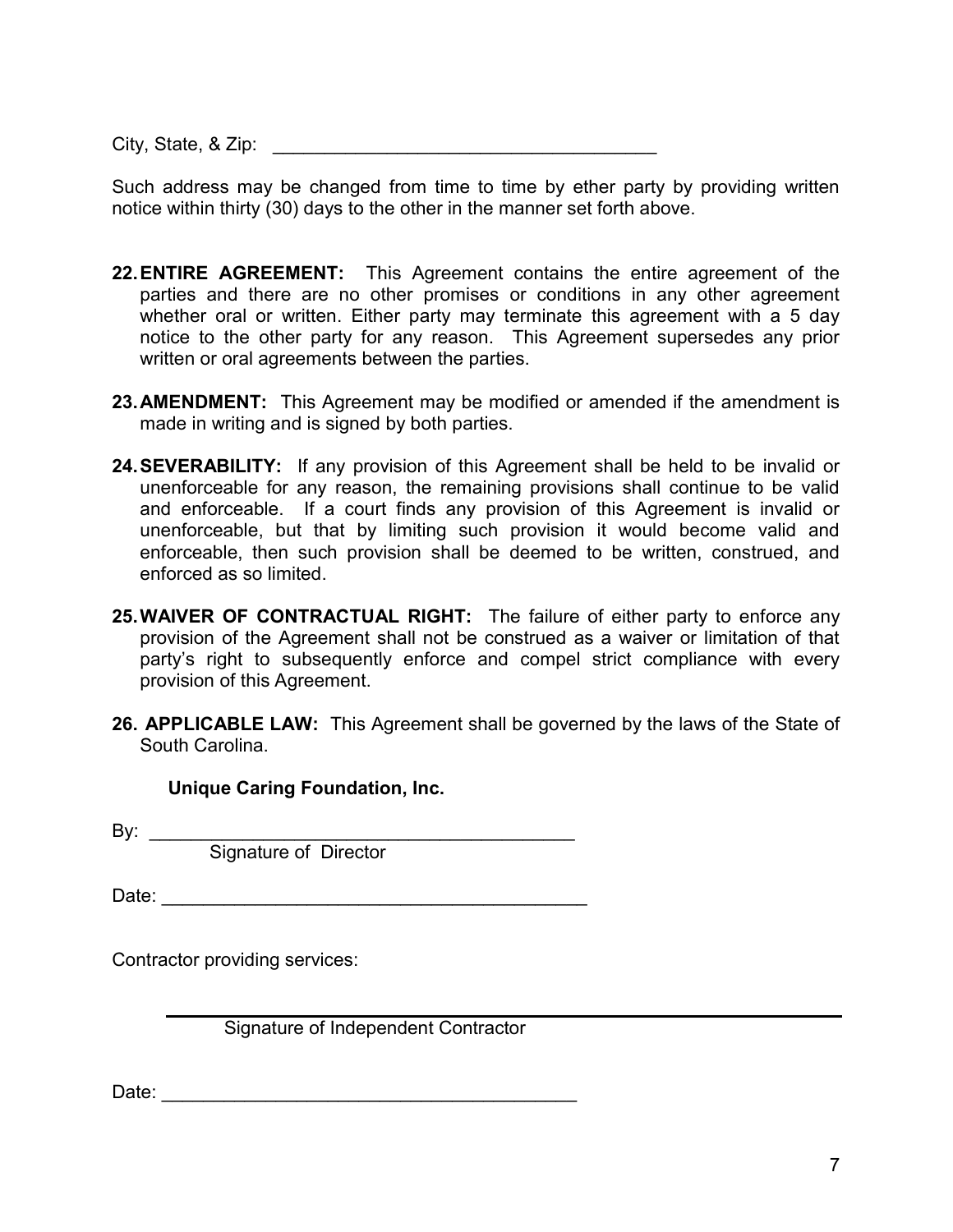City, State, & Zip: ______________________________________

Such address may be changed from time to time by ether party by providing written notice within thirty (30) days to the other in the manner set forth above.

**22. ENTIRE AGREEMENT:** This Agreement contains the entire agreement of the parties and there are no other promises or conditions in any other agreement whether oral or written. Either party may terminate this agreement with a 5 day notice to the other party for any reason. This Agreement supersedes any prior written or oral agreements between the parties.

**23. AMENDMENT:** This Agreement may be modified or amended if the amendment is made in writing and is signed by both parties.

**24. SEVERABILITY:** If any provision of this Agreement shall be held to be invalid or unenforceable for any reason, the remaining provisions shall continue to be valid and enforceable. If a court finds any provision of this Agreement is invalid or unenforceable, but that by limiting such provision it would become valid and enforceable, then such provision shall be deemed to be written, construed, and enforced as so limited.

**25. WAIVER OF CONTRACTUAL RIGHT:** The failure of either party to enforce any provision of the Agreement shall not be construed as a waiver or limitation of that party's right to subsequently enforce and compel strict compliance with every provision of this Agreement.

**26. APPLICABLE LAW:** This Agreement shall be governed by the laws of the State of South Carolina.

**Unique Caring Foundation, Inc.**

By: ___________________________________________
Signature of Director

Date: __________________________________________

Contractor providing services:

_______________________________________________
Signature of Independent Contractor

Date: __________________________________________